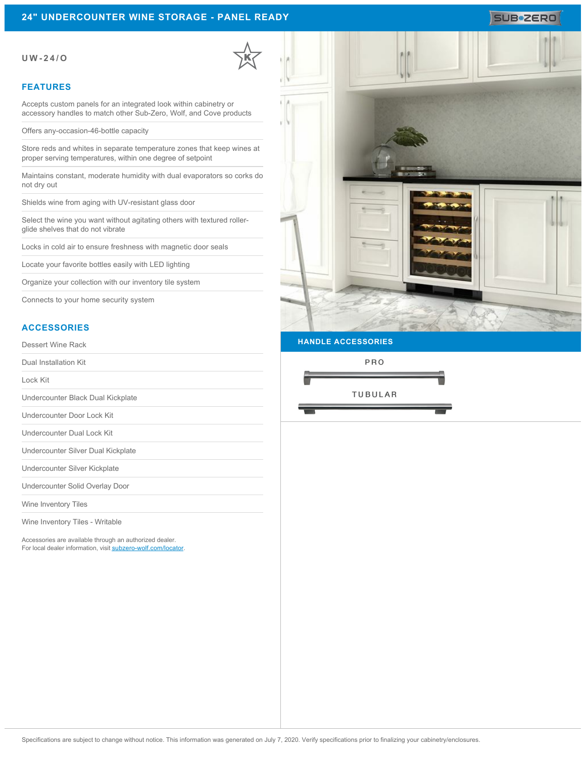# 24" UNDERCOUNTER WINE STORAGE - PANEL READY

SUB-ZERO

**UW-24/O**

## FEATURES

Accepts custom panels for an integrated look within cabinetry or accessory handles to match other Sub-Zero, Wolf, and Cove products

Offers any-occasion-46-bottle capacity

Store reds and whites in separate temperature zones that keep wines at proper serving temperatures, within one degree of setpoint

Maintains constant, moderate humidity with dual evaporators so corks do not dry out

Shields wine from aging with UV-resistant glass door

Select the wine you want without agitating others with textured roller-glide shelves that do not vibrate

Locks in cold air to ensure freshness with magnetic door seals

Locate your favorite bottles easily with LED lighting

Organize your collection with our inventory tile system

Connects to your home security system

## ACCESSORIES

Dessert Wine Rack

Dual Installation Kit

Lock Kit

Undercounter Black Dual Kickplate

Undercounter Door Lock Kit

Undercounter Dual Lock Kit

Undercounter Silver Dual Kickplate

Undercounter Silver Kickplate

Undercounter Solid Overlay Door

Wine Inventory Tiles

Wine Inventory Tiles - Writable

Accessories are available through an authorized dealer.
For local dealer information, visit subzero-wolf.com/locator.

## HANDLE ACCESSORIES

PRO

TUBULAR

Specifications are subject to change without notice. This information was generated on July 7, 2020. Verify specifications prior to finalizing your cabinetry/enclosures.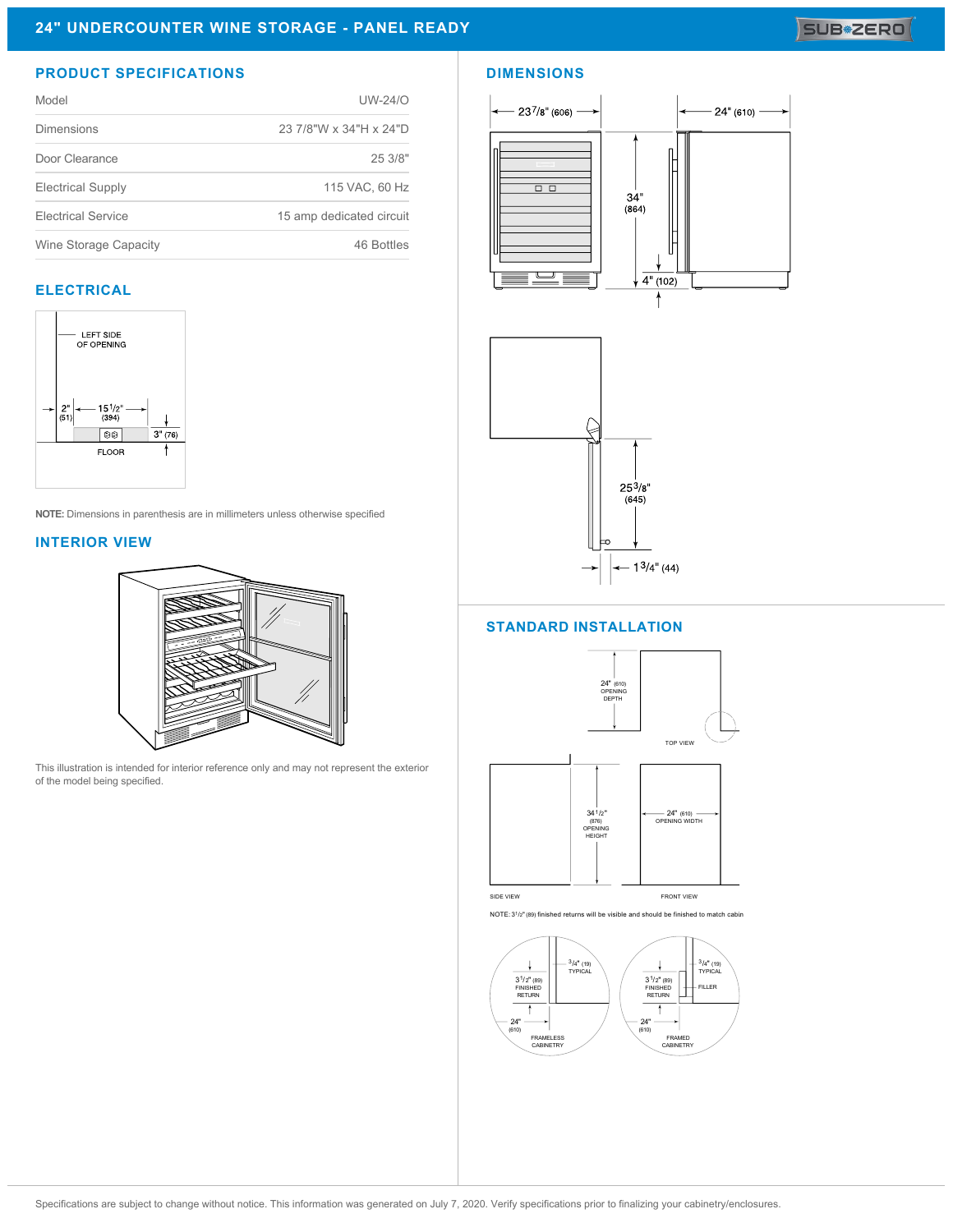# 24" UNDERCOUNTER WINE STORAGE - PANEL READY

## PRODUCT SPECIFICATIONS

| | |
|---|---|
| Model | UW-24/O |
| Dimensions | 23 7/8"W x 34"H x 24"D |
| Door Clearance | 25 3/8" |
| Electrical Supply | 115 VAC, 60 Hz |
| Electrical Service | 15 amp dedicated circuit |
| Wine Storage Capacity | 46 Bottles |

## ELECTRICAL

LEFT SIDE OF OPENING

2" (51)

15 1/2" (394)

3" (76)

FLOOR

**NOTE:** Dimensions in parenthesis are in millimeters unless otherwise specified

## INTERIOR VIEW

This illustration is intended for interior reference only and may not represent the exterior of the model being specified.

## DIMENSIONS

23 7/8" (606)

24" (610)

34" (864)

4" (102)

25 3/8" (645)

1 3/4" (44)

## STANDARD INSTALLATION

24" (610) OPENING DEPTH

TOP VIEW

34 1/2" (876) OPENING HEIGHT

24" (610) OPENING WIDTH

SIDE VIEW

FRONT VIEW

NOTE: 3 1/2" (89) finished returns will be visible and should be finished to match cabin

3/4" (19) TYPICAL

3 1/2" (89) FINISHED RETURN

24" (610)

FRAMELESS CABINETRY

3/4" (19) TYPICAL

FILLER

3 1/2" (89) FINISHED RETURN

24" (610)

FRAMED CABINETRY

Specifications are subject to change without notice. This information was generated on July 7, 2020. Verify specifications prior to finalizing your cabinetry/enclosures.